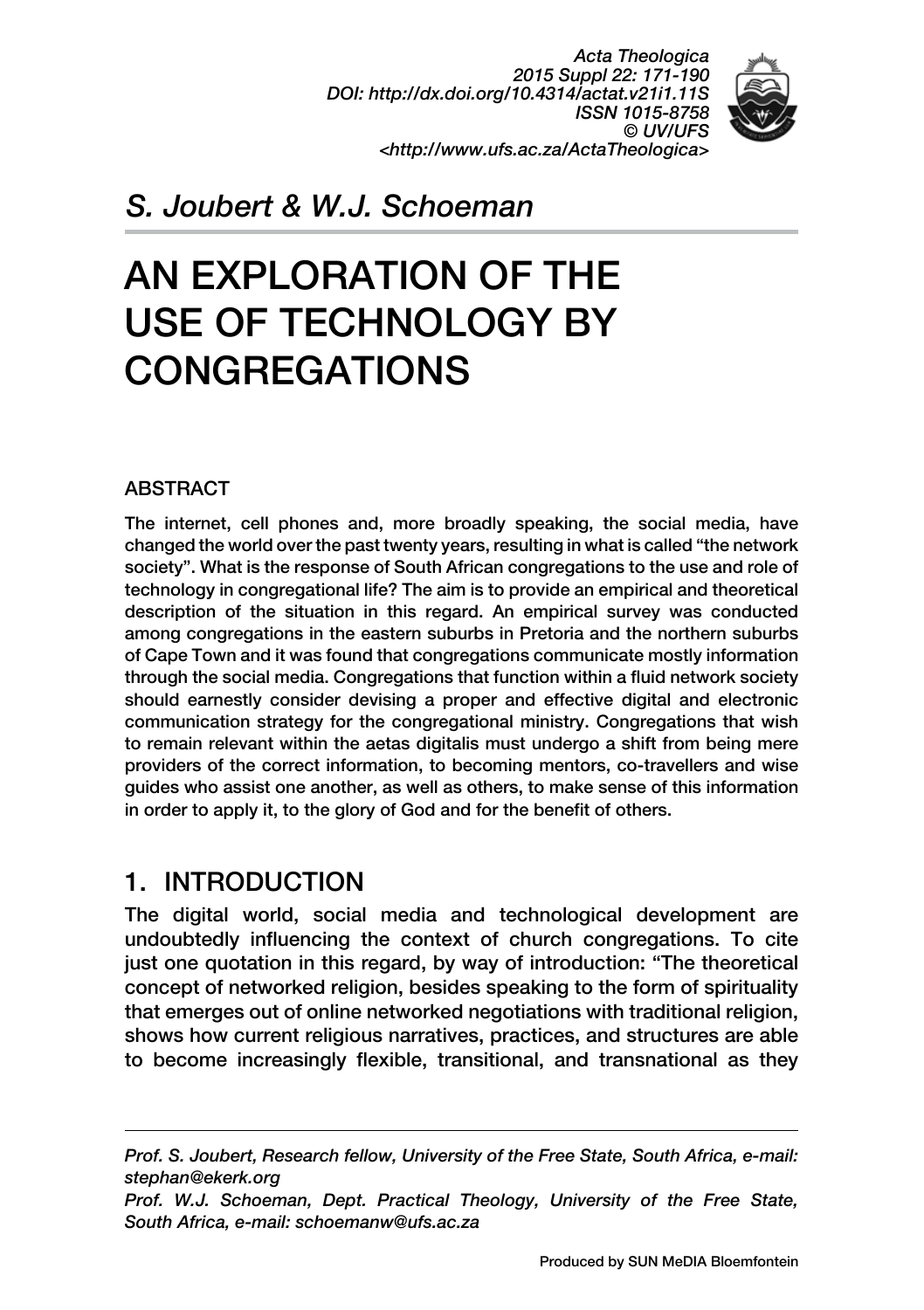*S. Joubert & W.J. Schoeman*

# AN EXPLORATION OF THE USE OF TECHNOLOGY BY CONGREGATIONS

## ABSTRACT

The internet, cell phones and, more broadly speaking, the social media, have changed the world over the past twenty years, resulting in what is called "the network society". What is the response of South African congregations to the use and role of technology in congregational life? The aim is to provide an empirical and theoretical description of the situation in this regard. An empirical survey was conducted among congregations in the eastern suburbs in Pretoria and the northern suburbs of Cape Town and it was found that congregations communicate mostly information through the social media. Congregations that function within a fluid network society should earnestly consider devising a proper and effective digital and electronic communication strategy for the congregational ministry. Congregations that wish to remain relevant within the aetas digitalis must undergo a shift from being mere providers of the correct information, to becoming mentors, co-travellers and wise guides who assist one another, as well as others, to make sense of this information in order to apply it, to the glory of God and for the benefit of others.

## 1. INTRODUCTION

The digital world, social media and technological development are undoubtedly influencing the context of church congregations. To cite just one quotation in this regard, by way of introduction: "The theoretical concept of networked religion, besides speaking to the form of spirituality that emerges out of online networked negotiations with traditional religion, shows how current religious narratives, practices, and structures are able to become increasingly flexible, transitional, and transnational as they

---

*Prof. S. Joubert, Research fellow, University of the Free State, South Africa, e-mail: stephan@ekerk.org*

*Prof. W.J. Schoeman, Dept. Practical Theology, University of the Free State, South Africa, e-mail: schoemanw@ufs.ac.za*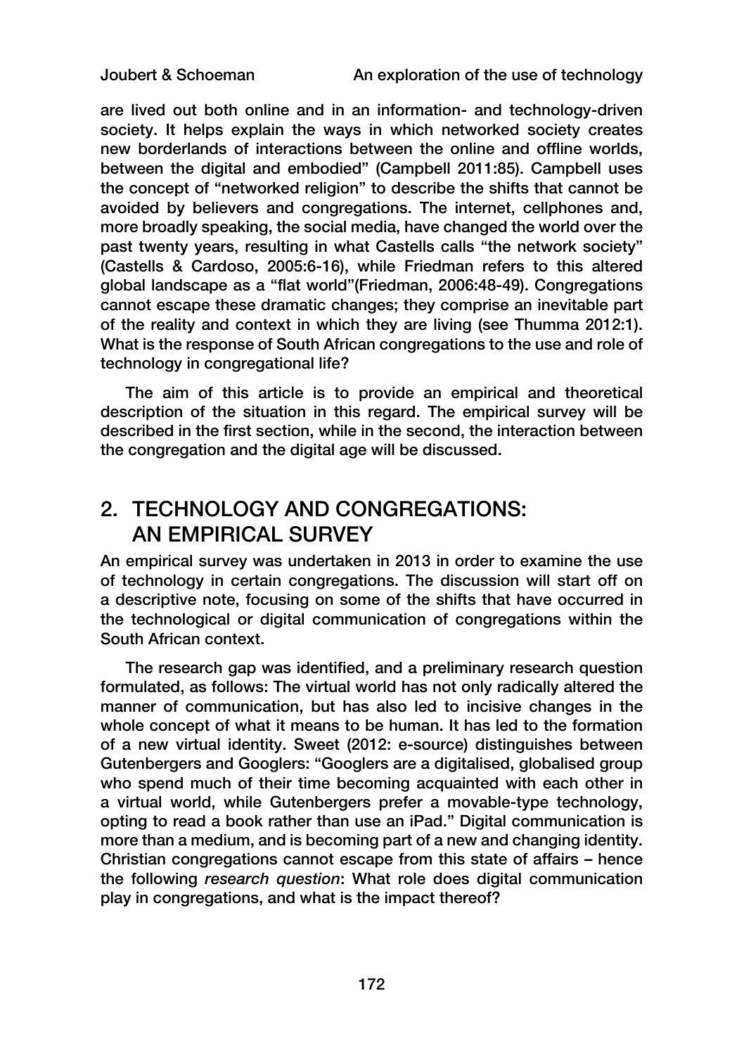are lived out both online and in an information- and technology-driven society. It helps explain the ways in which networked society creates new borderlands of interactions between the online and offline worlds, between the digital and embodied" (Campbell 2011:85). Campbell uses the concept of "networked religion" to describe the shifts that cannot be avoided by believers and congregations. The internet, cellphones and, more broadly speaking, the social media, have changed the world over the past twenty years, resulting in what Castells calls "the network society" (Castells & Cardoso, 2005:6-16), while Friedman refers to this altered global landscape as a "flat world"(Friedman, 2006:48-49). Congregations cannot escape these dramatic changes; they comprise an inevitable part of the reality and context in which they are living (see Thumma 2012:1). What is the response of South African congregations to the use and role of technology in congregational life?

The aim of this article is to provide an empirical and theoretical description of the situation in this regard. The empirical survey will be described in the first section, while in the second, the interaction between the congregation and the digital age will be discussed.

## 2. TECHNOLOGY AND CONGREGATIONS: AN EMPIRICAL SURVEY

An empirical survey was undertaken in 2013 in order to examine the use of technology in certain congregations. The discussion will start off on a descriptive note, focusing on some of the shifts that have occurred in the technological or digital communication of congregations within the South African context.

The research gap was identified, and a preliminary research question formulated, as follows: The virtual world has not only radically altered the manner of communication, but has also led to incisive changes in the whole concept of what it means to be human. It has led to the formation of a new virtual identity. Sweet (2012: e-source) distinguishes between Gutenbergers and Googlers: "Googlers are a digitalised, globalised group who spend much of their time becoming acquainted with each other in a virtual world, while Gutenbergers prefer a movable-type technology, opting to read a book rather than use an iPad." Digital communication is more than a medium, and is becoming part of a new and changing identity. Christian congregations cannot escape from this state of affairs – hence the following *research question*: What role does digital communication play in congregations, and what is the impact thereof?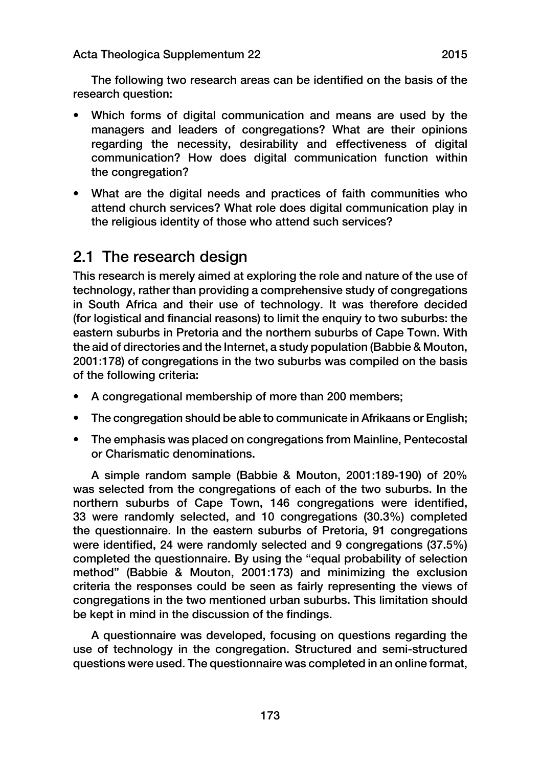The following two research areas can be identified on the basis of the research question:

- Which forms of digital communication and means are used by the managers and leaders of congregations? What are their opinions regarding the necessity, desirability and effectiveness of digital communication? How does digital communication function within the congregation?
- What are the digital needs and practices of faith communities who attend church services? What role does digital communication play in the religious identity of those who attend such services?

## 2.1 The research design

This research is merely aimed at exploring the role and nature of the use of technology, rather than providing a comprehensive study of congregations in South Africa and their use of technology. It was therefore decided (for logistical and financial reasons) to limit the enquiry to two suburbs: the eastern suburbs in Pretoria and the northern suburbs of Cape Town. With the aid of directories and the Internet, a study population (Babbie & Mouton, 2001:178) of congregations in the two suburbs was compiled on the basis of the following criteria:

- A congregational membership of more than 200 members;
- The congregation should be able to communicate in Afrikaans or English;
- The emphasis was placed on congregations from Mainline, Pentecostal or Charismatic denominations.

A simple random sample (Babbie & Mouton, 2001:189-190) of 20% was selected from the congregations of each of the two suburbs. In the northern suburbs of Cape Town, 146 congregations were identified, 33 were randomly selected, and 10 congregations (30.3%) completed the questionnaire. In the eastern suburbs of Pretoria, 91 congregations were identified, 24 were randomly selected and 9 congregations (37.5%) completed the questionnaire. By using the "equal probability of selection method" (Babbie & Mouton, 2001:173) and minimizing the exclusion criteria the responses could be seen as fairly representing the views of congregations in the two mentioned urban suburbs. This limitation should be kept in mind in the discussion of the findings.

A questionnaire was developed, focusing on questions regarding the use of technology in the congregation. Structured and semi-structured questions were used. The questionnaire was completed in an online format,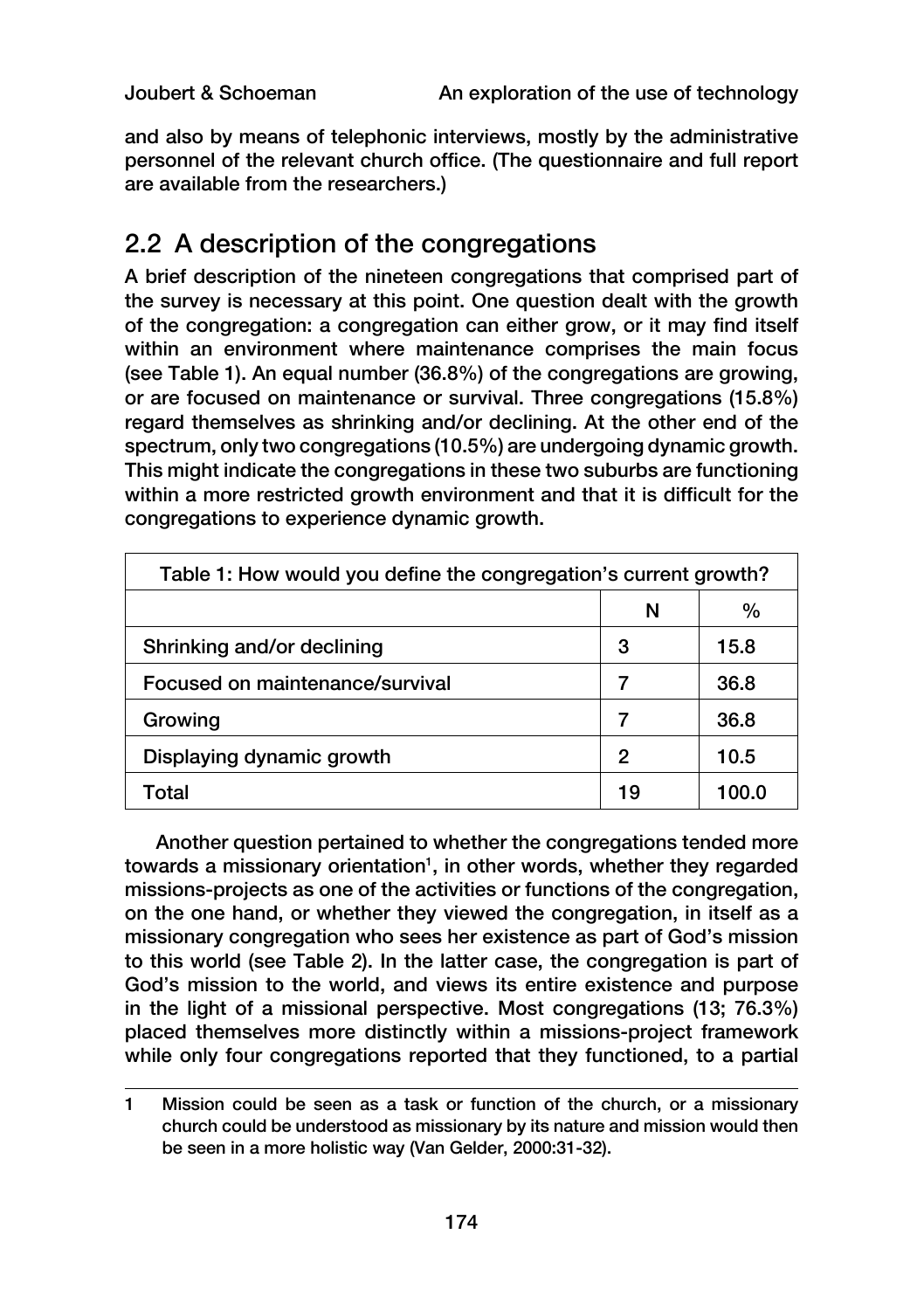and also by means of telephonic interviews, mostly by the administrative personnel of the relevant church office. (The questionnaire and full report are available from the researchers.)

## 2.2 A description of the congregations

A brief description of the nineteen congregations that comprised part of the survey is necessary at this point. One question dealt with the growth of the congregation: a congregation can either grow, or it may find itself within an environment where maintenance comprises the main focus (see Table 1). An equal number (36.8%) of the congregations are growing, or are focused on maintenance or survival. Three congregations (15.8%) regard themselves as shrinking and/or declining. At the other end of the spectrum, only two congregations (10.5%) are undergoing dynamic growth. This might indicate the congregations in these two suburbs are functioning within a more restricted growth environment and that it is difficult for the congregations to experience dynamic growth.

| Table 1: How would you define the congregation's current growth? | | |
|---|---|---|
| | N | % |
| Shrinking and/or declining | 3 | 15.8 |
| Focused on maintenance/survival | 7 | 36.8 |
| Growing | 7 | 36.8 |
| Displaying dynamic growth | 2 | 10.5 |
| Total | 19 | 100.0 |

Another question pertained to whether the congregations tended more towards a missionary orientation[1], in other words, whether they regarded missions-projects as one of the activities or functions of the congregation, on the one hand, or whether they viewed the congregation, in itself as a missionary congregation who sees her existence as part of God's mission to this world (see Table 2). In the latter case, the congregation is part of God's mission to the world, and views its entire existence and purpose in the light of a missional perspective. Most congregations (13; 76.3%) placed themselves more distinctly within a missions-project framework while only four congregations reported that they functioned, to a partial

1 Mission could be seen as a task or function of the church, or a missionary church could be understood as missionary by its nature and mission would then be seen in a more holistic way (Van Gelder, 2000:31-32).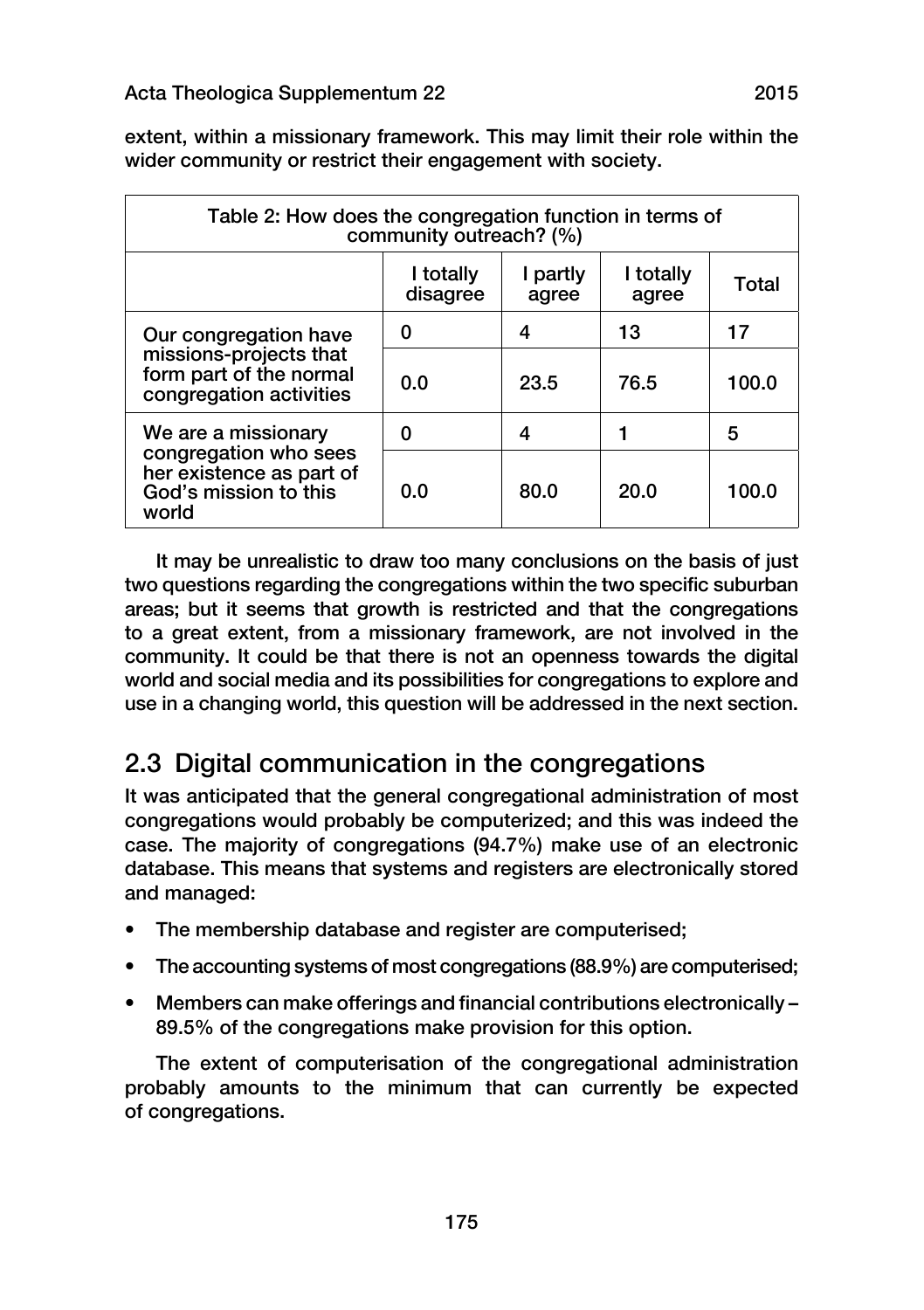extent, within a missionary framework. This may limit their role within the wider community or restrict their engagement with society.

| Table 2: How does the congregation function in terms of community outreach? (%) | | | | |
|---|---|---|---|---|
| | I totally disagree | I partly agree | I totally agree | Total |
| Our congregation have missions-projects that form part of the normal congregation activities | 0 | 4 | 13 | 17 |
| | 0.0 | 23.5 | 76.5 | 100.0 |
| We are a missionary congregation who sees her existence as part of God's mission to this world | 0 | 4 | 1 | 5 |
| | 0.0 | 80.0 | 20.0 | 100.0 |

It may be unrealistic to draw too many conclusions on the basis of just two questions regarding the congregations within the two specific suburban areas; but it seems that growth is restricted and that the congregations to a great extent, from a missionary framework, are not involved in the community. It could be that there is not an openness towards the digital world and social media and its possibilities for congregations to explore and use in a changing world, this question will be addressed in the next section.

## 2.3 Digital communication in the congregations

It was anticipated that the general congregational administration of most congregations would probably be computerized; and this was indeed the case. The majority of congregations (94.7%) make use of an electronic database. This means that systems and registers are electronically stored and managed:

- The membership database and register are computerised;
- The accounting systems of most congregations (88.9%) are computerised;
- Members can make offerings and financial contributions electronically – 89.5% of the congregations make provision for this option.

The extent of computerisation of the congregational administration probably amounts to the minimum that can currently be expected of congregations.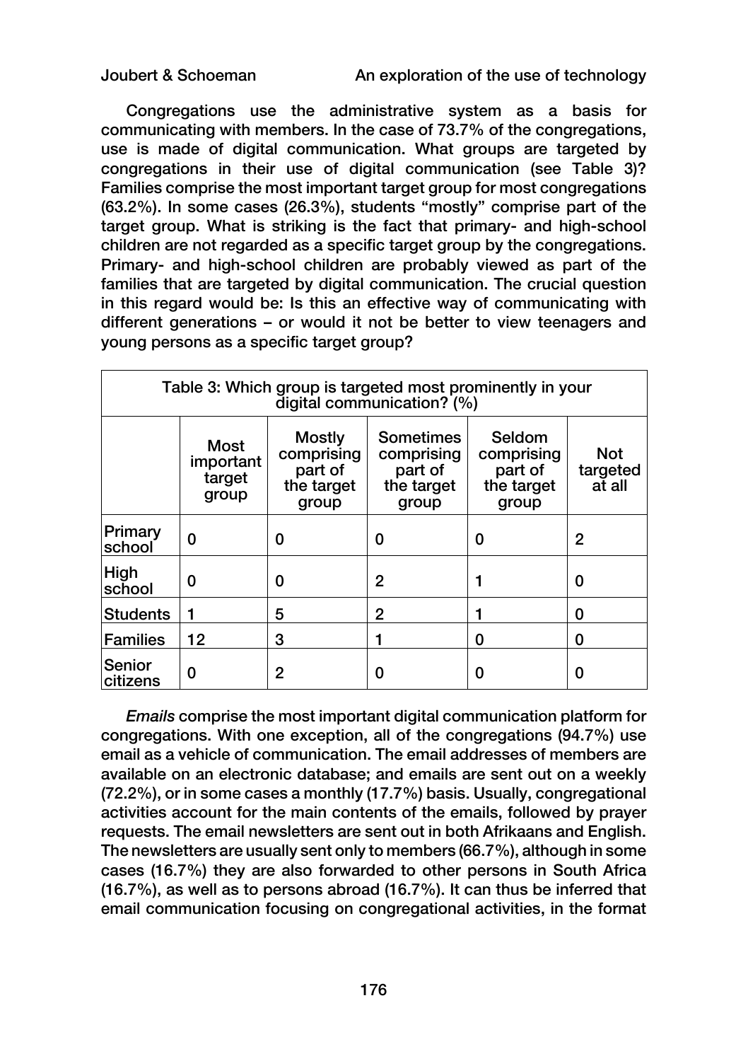Congregations use the administrative system as a basis for communicating with members. In the case of 73.7% of the congregations, use is made of digital communication. What groups are targeted by congregations in their use of digital communication (see Table 3)? Families comprise the most important target group for most congregations (63.2%). In some cases (26.3%), students "mostly" comprise part of the target group. What is striking is the fact that primary- and high-school children are not regarded as a specific target group by the congregations. Primary- and high-school children are probably viewed as part of the families that are targeted by digital communication. The crucial question in this regard would be: Is this an effective way of communicating with different generations – or would it not be better to view teenagers and young persons as a specific target group?

| Table 3: Which group is targeted most prominently in your digital communication? (%) | | | | | |
|---|---|---|---|---|---|
| | Most important target group | Mostly comprising part of the target group | Sometimes comprising part of the target group | Seldom comprising part of the target group | Not targeted at all |
| Primary school | 0 | 0 | 0 | 0 | 2 |
| High school | 0 | 0 | 2 | 1 | 0 |
| Students | 1 | 5 | 2 | 1 | 0 |
| Families | 12 | 3 | 1 | 0 | 0 |
| Senior citizens | 0 | 2 | 0 | 0 | 0 |

*Emails* comprise the most important digital communication platform for congregations. With one exception, all of the congregations (94.7%) use email as a vehicle of communication. The email addresses of members are available on an electronic database; and emails are sent out on a weekly (72.2%), or in some cases a monthly (17.7%) basis. Usually, congregational activities account for the main contents of the emails, followed by prayer requests. The email newsletters are sent out in both Afrikaans and English. The newsletters are usually sent only to members (66.7%), although in some cases (16.7%) they are also forwarded to other persons in South Africa (16.7%), as well as to persons abroad (16.7%). It can thus be inferred that email communication focusing on congregational activities, in the format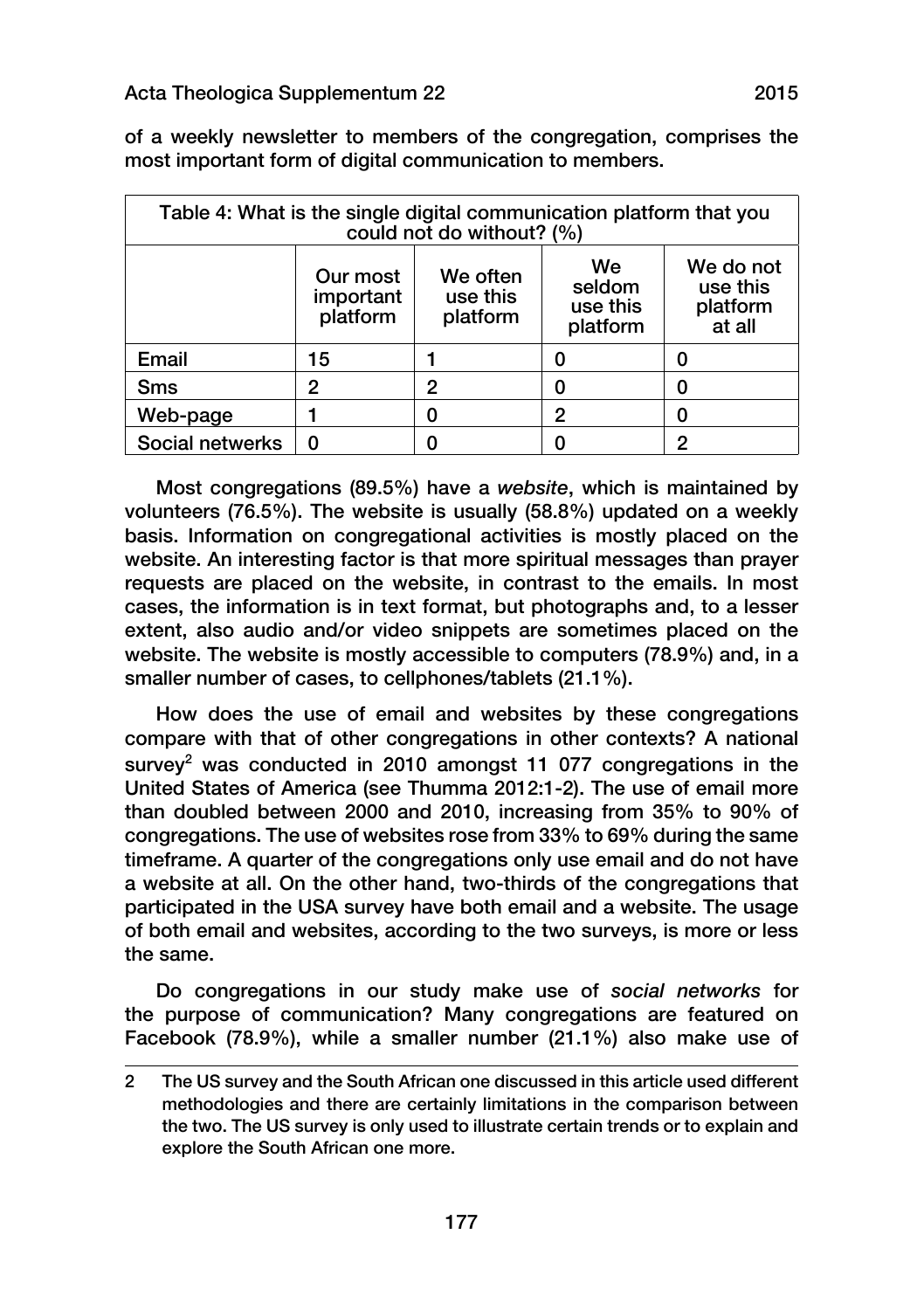of a weekly newsletter to members of the congregation, comprises the most important form of digital communication to members.

| Table 4: What is the single digital communication platform that you could not do without? (%) | | | | |
|---|---|---|---|---|
| | Our most important platform | We often use this platform | We seldom use this platform | We do not use this platform at all |
| Email | 15 | 1 | 0 | 0 |
| Sms | 2 | 2 | 0 | 0 |
| Web-page | 1 | 0 | 2 | 0 |
| Social netwerks | 0 | 0 | 0 | 2 |

Most congregations (89.5%) have a *website*, which is maintained by volunteers (76.5%). The website is usually (58.8%) updated on a weekly basis. Information on congregational activities is mostly placed on the website. An interesting factor is that more spiritual messages than prayer requests are placed on the website, in contrast to the emails. In most cases, the information is in text format, but photographs and, to a lesser extent, also audio and/or video snippets are sometimes placed on the website. The website is mostly accessible to computers (78.9%) and, in a smaller number of cases, to cellphones/tablets (21.1%).

How does the use of email and websites by these congregations compare with that of other congregations in other contexts? A national survey[2] was conducted in 2010 amongst 11 077 congregations in the United States of America (see Thumma 2012:1-2). The use of email more than doubled between 2000 and 2010, increasing from 35% to 90% of congregations. The use of websites rose from 33% to 69% during the same timeframe. A quarter of the congregations only use email and do not have a website at all. On the other hand, two-thirds of the congregations that participated in the USA survey have both email and a website. The usage of both email and websites, according to the two surveys, is more or less the same.

Do congregations in our study make use of *social networks* for the purpose of communication? Many congregations are featured on Facebook (78.9%), while a smaller number (21.1%) also make use of

2 The US survey and the South African one discussed in this article used different methodologies and there are certainly limitations in the comparison between the two. The US survey is only used to illustrate certain trends or to explain and explore the South African one more.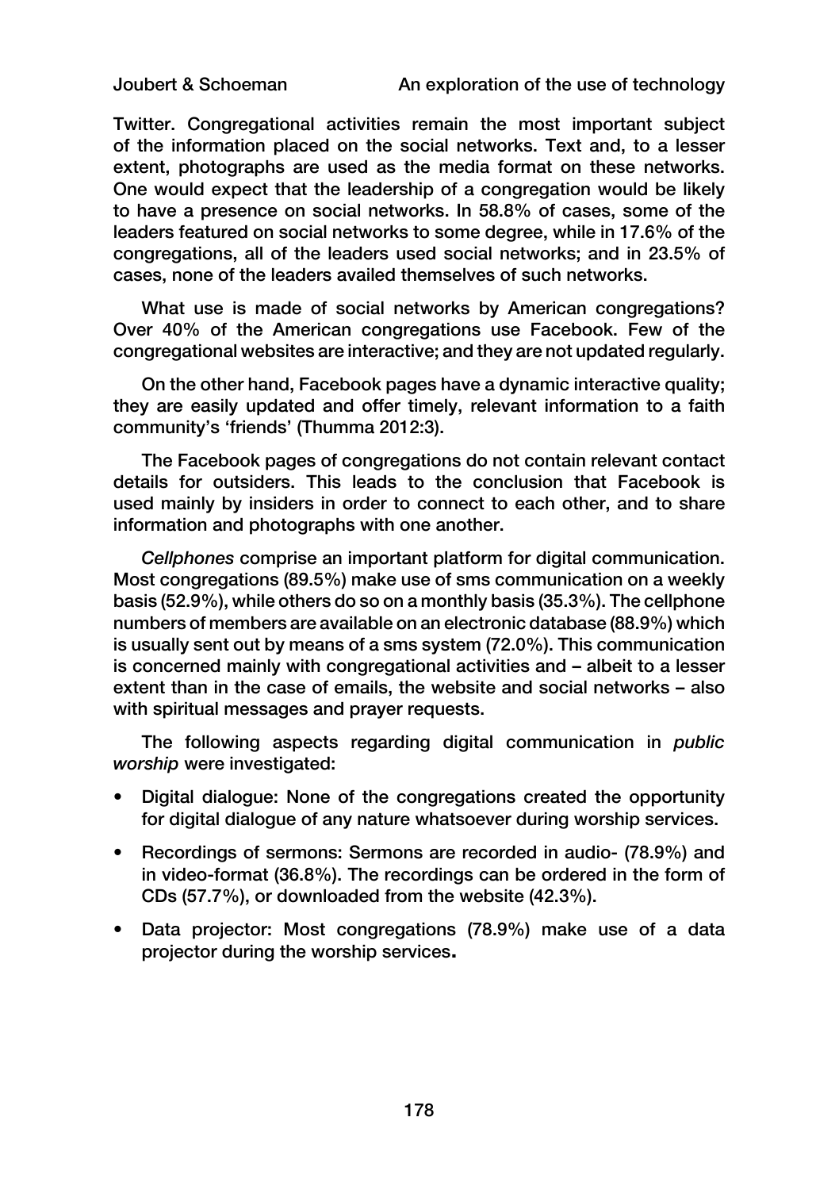Twitter. Congregational activities remain the most important subject of the information placed on the social networks. Text and, to a lesser extent, photographs are used as the media format on these networks. One would expect that the leadership of a congregation would be likely to have a presence on social networks. In 58.8% of cases, some of the leaders featured on social networks to some degree, while in 17.6% of the congregations, all of the leaders used social networks; and in 23.5% of cases, none of the leaders availed themselves of such networks.

What use is made of social networks by American congregations? Over 40% of the American congregations use Facebook. Few of the congregational websites are interactive; and they are not updated regularly.

On the other hand, Facebook pages have a dynamic interactive quality; they are easily updated and offer timely, relevant information to a faith community's 'friends' (Thumma 2012:3).

The Facebook pages of congregations do not contain relevant contact details for outsiders. This leads to the conclusion that Facebook is used mainly by insiders in order to connect to each other, and to share information and photographs with one another.

*Cellphones* comprise an important platform for digital communication. Most congregations (89.5%) make use of sms communication on a weekly basis (52.9%), while others do so on a monthly basis (35.3%). The cellphone numbers of members are available on an electronic database (88.9%) which is usually sent out by means of a sms system (72.0%). This communication is concerned mainly with congregational activities and – albeit to a lesser extent than in the case of emails, the website and social networks – also with spiritual messages and prayer requests.

The following aspects regarding digital communication in *public worship* were investigated:

- Digital dialogue: None of the congregations created the opportunity for digital dialogue of any nature whatsoever during worship services.
- Recordings of sermons: Sermons are recorded in audio- (78.9%) and in video-format (36.8%). The recordings can be ordered in the form of CDs (57.7%), or downloaded from the website (42.3%).
- Data projector: Most congregations (78.9%) make use of a data projector during the worship services**.**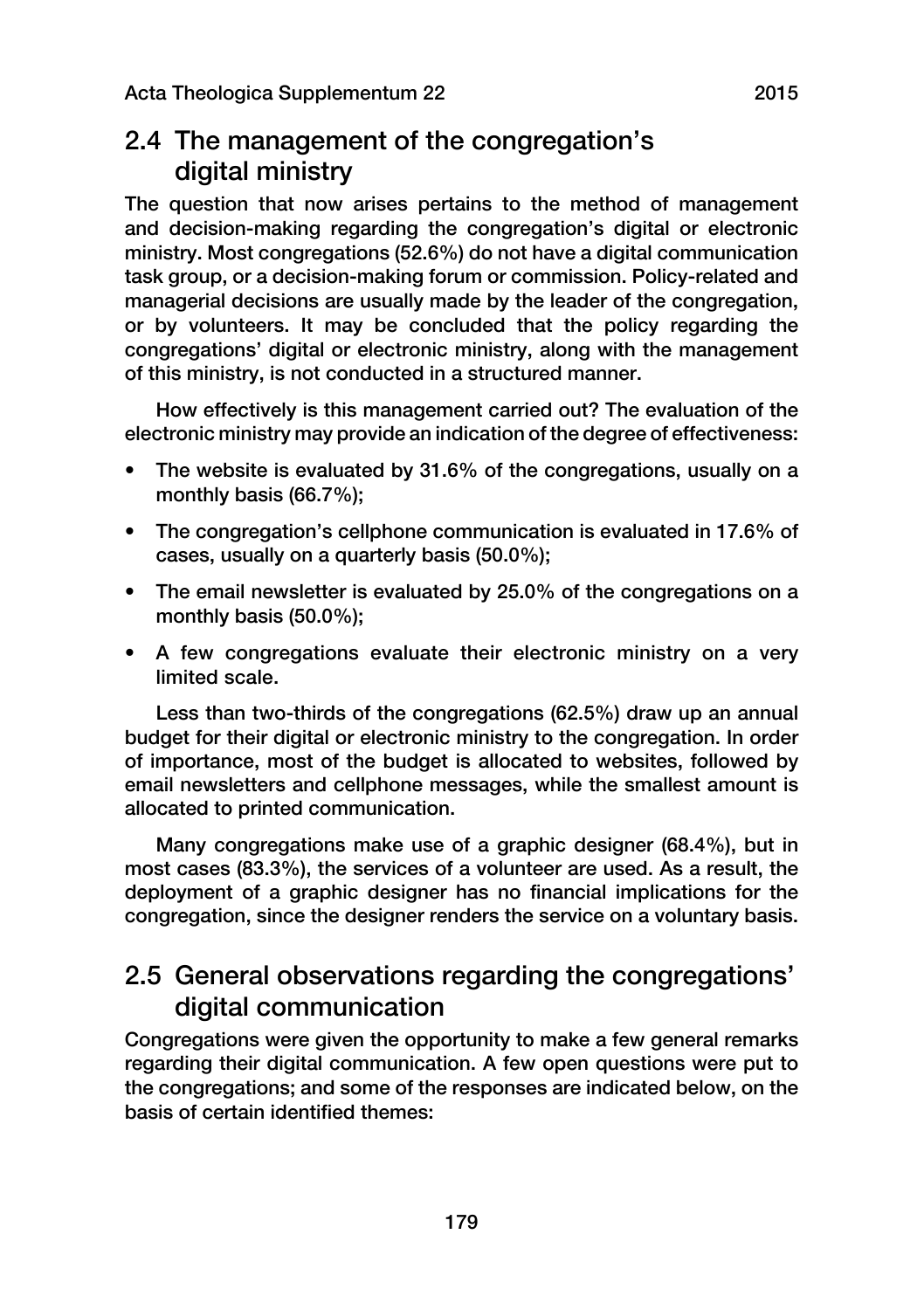## 2.4 The management of the congregation's digital ministry

The question that now arises pertains to the method of management and decision-making regarding the congregation's digital or electronic ministry. Most congregations (52.6%) do not have a digital communication task group, or a decision-making forum or commission. Policy-related and managerial decisions are usually made by the leader of the congregation, or by volunteers. It may be concluded that the policy regarding the congregations' digital or electronic ministry, along with the management of this ministry, is not conducted in a structured manner.

How effectively is this management carried out? The evaluation of the electronic ministry may provide an indication of the degree of effectiveness:

- The website is evaluated by 31.6% of the congregations, usually on a monthly basis (66.7%);
- The congregation's cellphone communication is evaluated in 17.6% of cases, usually on a quarterly basis (50.0%);
- The email newsletter is evaluated by 25.0% of the congregations on a monthly basis (50.0%);
- A few congregations evaluate their electronic ministry on a very limited scale.

Less than two-thirds of the congregations (62.5%) draw up an annual budget for their digital or electronic ministry to the congregation. In order of importance, most of the budget is allocated to websites, followed by email newsletters and cellphone messages, while the smallest amount is allocated to printed communication.

Many congregations make use of a graphic designer (68.4%), but in most cases (83.3%), the services of a volunteer are used. As a result, the deployment of a graphic designer has no financial implications for the congregation, since the designer renders the service on a voluntary basis.

## 2.5 General observations regarding the congregations' digital communication

Congregations were given the opportunity to make a few general remarks regarding their digital communication. A few open questions were put to the congregations; and some of the responses are indicated below, on the basis of certain identified themes: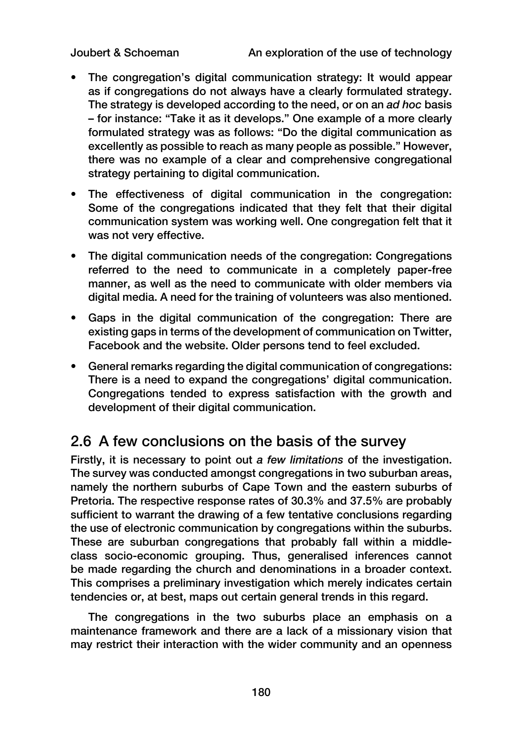- The congregation's digital communication strategy: It would appear as if congregations do not always have a clearly formulated strategy. The strategy is developed according to the need, or on an *ad hoc* basis – for instance: "Take it as it develops." One example of a more clearly formulated strategy was as follows: "Do the digital communication as excellently as possible to reach as many people as possible." However, there was no example of a clear and comprehensive congregational strategy pertaining to digital communication.
- The effectiveness of digital communication in the congregation: Some of the congregations indicated that they felt that their digital communication system was working well. One congregation felt that it was not very effective.
- The digital communication needs of the congregation: Congregations referred to the need to communicate in a completely paper-free manner, as well as the need to communicate with older members via digital media. A need for the training of volunteers was also mentioned.
- Gaps in the digital communication of the congregation: There are existing gaps in terms of the development of communication on Twitter, Facebook and the website. Older persons tend to feel excluded.
- General remarks regarding the digital communication of congregations: There is a need to expand the congregations' digital communication. Congregations tended to express satisfaction with the growth and development of their digital communication.

## 2.6 A few conclusions on the basis of the survey

Firstly, it is necessary to point out *a few limitations* of the investigation. The survey was conducted amongst congregations in two suburban areas, namely the northern suburbs of Cape Town and the eastern suburbs of Pretoria. The respective response rates of 30.3% and 37.5% are probably sufficient to warrant the drawing of a few tentative conclusions regarding the use of electronic communication by congregations within the suburbs. These are suburban congregations that probably fall within a middle-class socio-economic grouping. Thus, generalised inferences cannot be made regarding the church and denominations in a broader context. This comprises a preliminary investigation which merely indicates certain tendencies or, at best, maps out certain general trends in this regard.

The congregations in the two suburbs place an emphasis on a maintenance framework and there are a lack of a missionary vision that may restrict their interaction with the wider community and an openness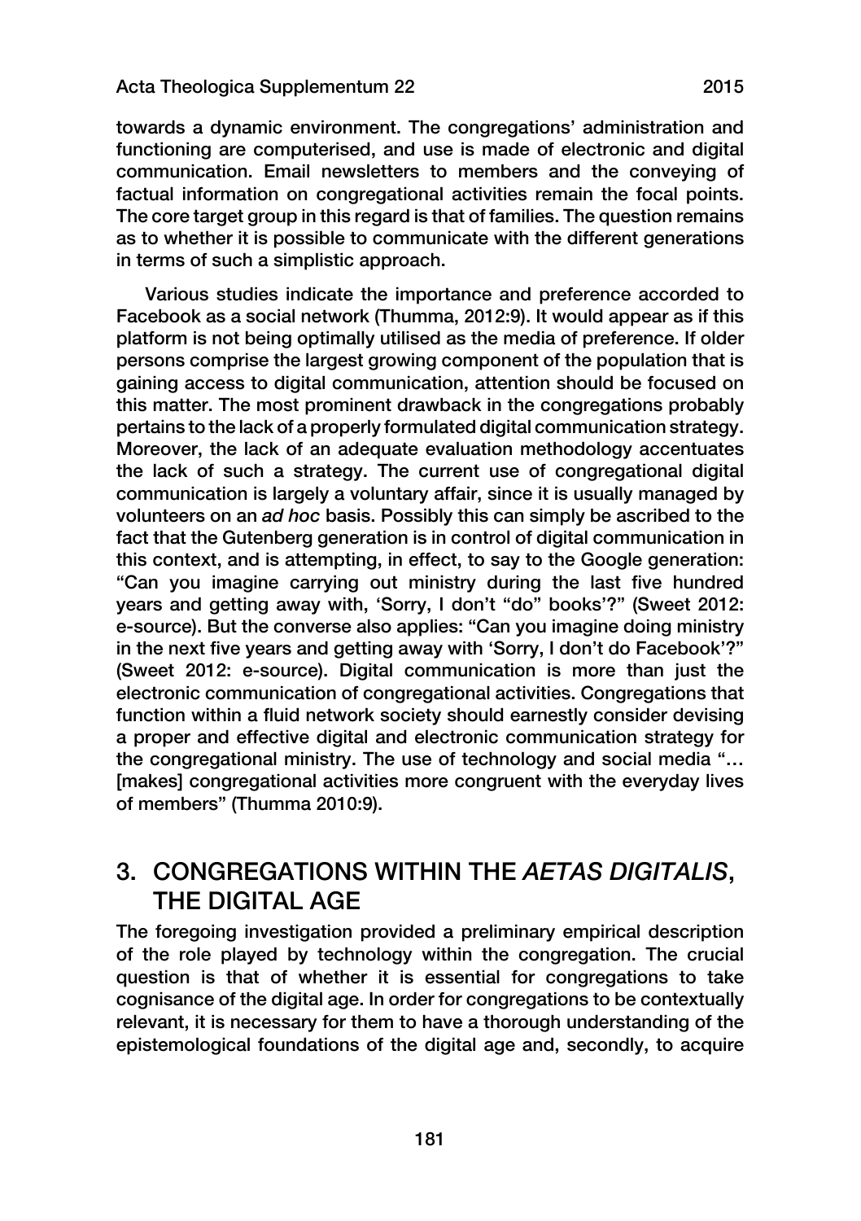towards a dynamic environment. The congregations' administration and functioning are computerised, and use is made of electronic and digital communication. Email newsletters to members and the conveying of factual information on congregational activities remain the focal points. The core target group in this regard is that of families. The question remains as to whether it is possible to communicate with the different generations in terms of such a simplistic approach.

Various studies indicate the importance and preference accorded to Facebook as a social network (Thumma, 2012:9). It would appear as if this platform is not being optimally utilised as the media of preference. If older persons comprise the largest growing component of the population that is gaining access to digital communication, attention should be focused on this matter. The most prominent drawback in the congregations probably pertains to the lack of a properly formulated digital communication strategy. Moreover, the lack of an adequate evaluation methodology accentuates the lack of such a strategy. The current use of congregational digital communication is largely a voluntary affair, since it is usually managed by volunteers on an *ad hoc* basis. Possibly this can simply be ascribed to the fact that the Gutenberg generation is in control of digital communication in this context, and is attempting, in effect, to say to the Google generation: "Can you imagine carrying out ministry during the last five hundred years and getting away with, 'Sorry, I don't "do" books'?" (Sweet 2012: e-source). But the converse also applies: "Can you imagine doing ministry in the next five years and getting away with 'Sorry, I don't do Facebook'?" (Sweet 2012: e-source). Digital communication is more than just the electronic communication of congregational activities. Congregations that function within a fluid network society should earnestly consider devising a proper and effective digital and electronic communication strategy for the congregational ministry. The use of technology and social media "… [makes] congregational activities more congruent with the everyday lives of members" (Thumma 2010:9).

## 3. CONGREGATIONS WITHIN THE *AETAS DIGITALIS*, THE DIGITAL AGE

The foregoing investigation provided a preliminary empirical description of the role played by technology within the congregation. The crucial question is that of whether it is essential for congregations to take cognisance of the digital age. In order for congregations to be contextually relevant, it is necessary for them to have a thorough understanding of the epistemological foundations of the digital age and, secondly, to acquire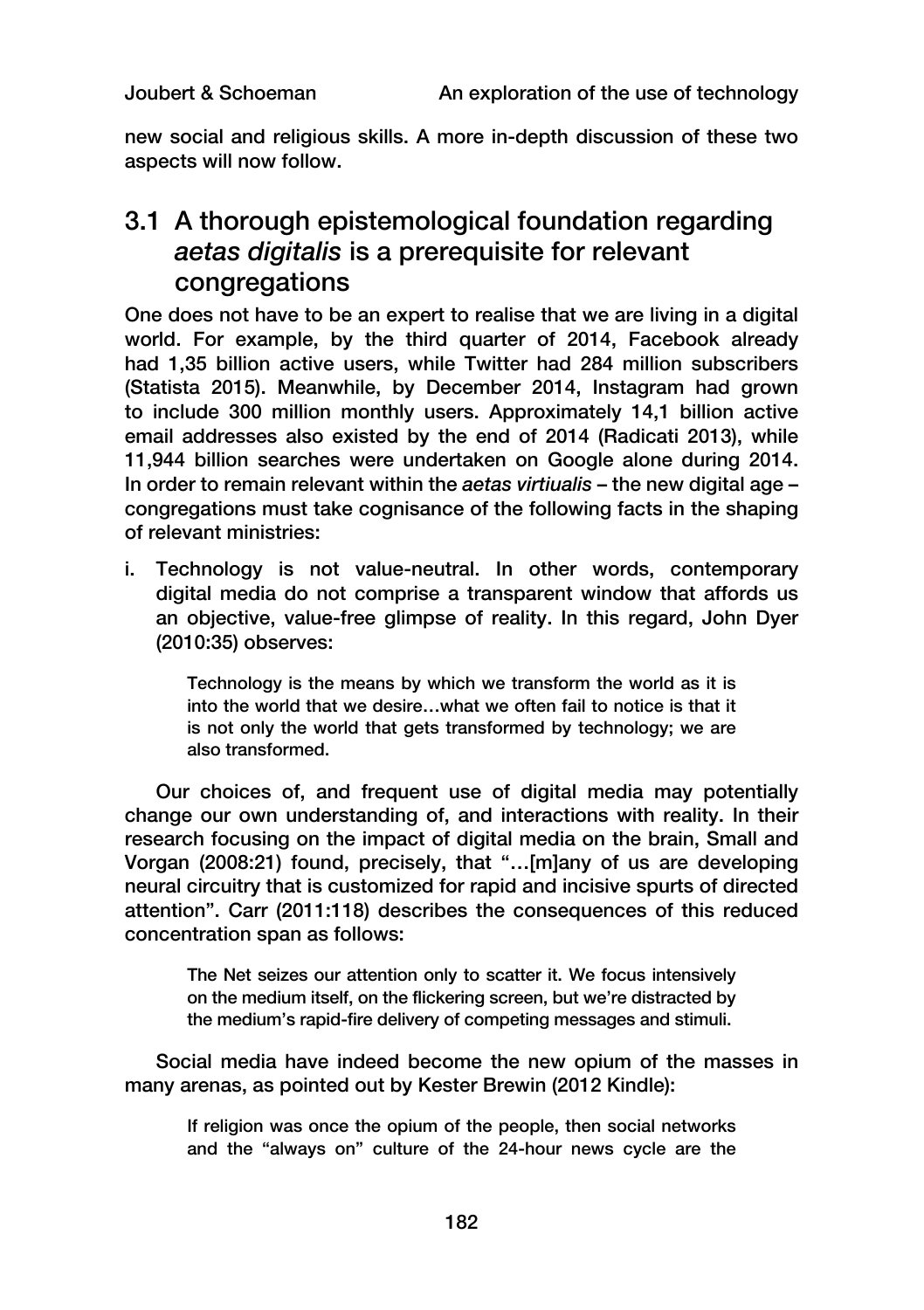new social and religious skills. A more in-depth discussion of these two aspects will now follow.

## 3.1 A thorough epistemological foundation regarding *aetas digitalis* is a prerequisite for relevant congregations

One does not have to be an expert to realise that we are living in a digital world. For example, by the third quarter of 2014, Facebook already had 1,35 billion active users, while Twitter had 284 million subscribers (Statista 2015). Meanwhile, by December 2014, Instagram had grown to include 300 million monthly users. Approximately 14,1 billion active email addresses also existed by the end of 2014 (Radicati 2013), while 11,944 billion searches were undertaken on Google alone during 2014. In order to remain relevant within the *aetas virtiualis* – the new digital age – congregations must take cognisance of the following facts in the shaping of relevant ministries:

i. Technology is not value-neutral. In other words, contemporary digital media do not comprise a transparent window that affords us an objective, value-free glimpse of reality. In this regard, John Dyer (2010:35) observes:

> Technology is the means by which we transform the world as it is into the world that we desire…what we often fail to notice is that it is not only the world that gets transformed by technology; we are also transformed.

Our choices of, and frequent use of digital media may potentially change our own understanding of, and interactions with reality. In their research focusing on the impact of digital media on the brain, Small and Vorgan (2008:21) found, precisely, that "…[m]any of us are developing neural circuitry that is customized for rapid and incisive spurts of directed attention". Carr (2011:118) describes the consequences of this reduced concentration span as follows:

> The Net seizes our attention only to scatter it. We focus intensively on the medium itself, on the flickering screen, but we're distracted by the medium's rapid-fire delivery of competing messages and stimuli.

Social media have indeed become the new opium of the masses in many arenas, as pointed out by Kester Brewin (2012 Kindle):

> If religion was once the opium of the people, then social networks and the "always on" culture of the 24-hour news cycle are the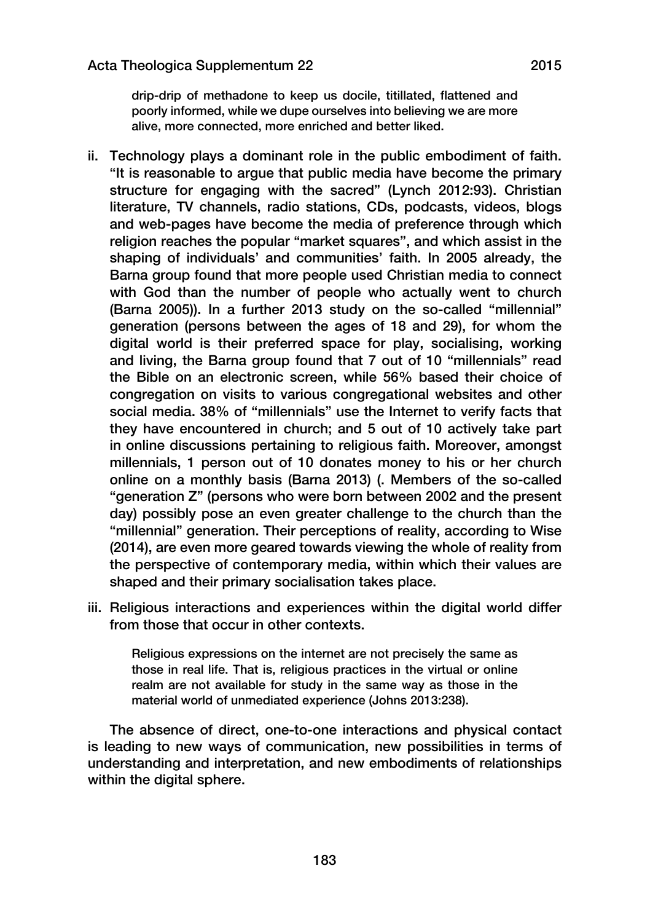> drip-drip of methadone to keep us docile, titillated, flattened and poorly informed, while we dupe ourselves into believing we are more alive, more connected, more enriched and better liked.

ii. Technology plays a dominant role in the public embodiment of faith. "It is reasonable to argue that public media have become the primary structure for engaging with the sacred" (Lynch 2012:93). Christian literature, TV channels, radio stations, CDs, podcasts, videos, blogs and web-pages have become the media of preference through which religion reaches the popular "market squares", and which assist in the shaping of individuals' and communities' faith. In 2005 already, the Barna group found that more people used Christian media to connect with God than the number of people who actually went to church (Barna 2005)). In a further 2013 study on the so-called "millennial" generation (persons between the ages of 18 and 29), for whom the digital world is their preferred space for play, socialising, working and living, the Barna group found that 7 out of 10 "millennials" read the Bible on an electronic screen, while 56% based their choice of congregation on visits to various congregational websites and other social media. 38% of "millennials" use the Internet to verify facts that they have encountered in church; and 5 out of 10 actively take part in online discussions pertaining to religious faith. Moreover, amongst millennials, 1 person out of 10 donates money to his or her church online on a monthly basis (Barna 2013) (. Members of the so-called "generation Z" (persons who were born between 2002 and the present day) possibly pose an even greater challenge to the church than the "millennial" generation. Their perceptions of reality, according to Wise (2014), are even more geared towards viewing the whole of reality from the perspective of contemporary media, within which their values are shaped and their primary socialisation takes place.

iii. Religious interactions and experiences within the digital world differ from those that occur in other contexts.

> Religious expressions on the internet are not precisely the same as those in real life. That is, religious practices in the virtual or online realm are not available for study in the same way as those in the material world of unmediated experience (Johns 2013:238).

The absence of direct, one-to-one interactions and physical contact is leading to new ways of communication, new possibilities in terms of understanding and interpretation, and new embodiments of relationships within the digital sphere.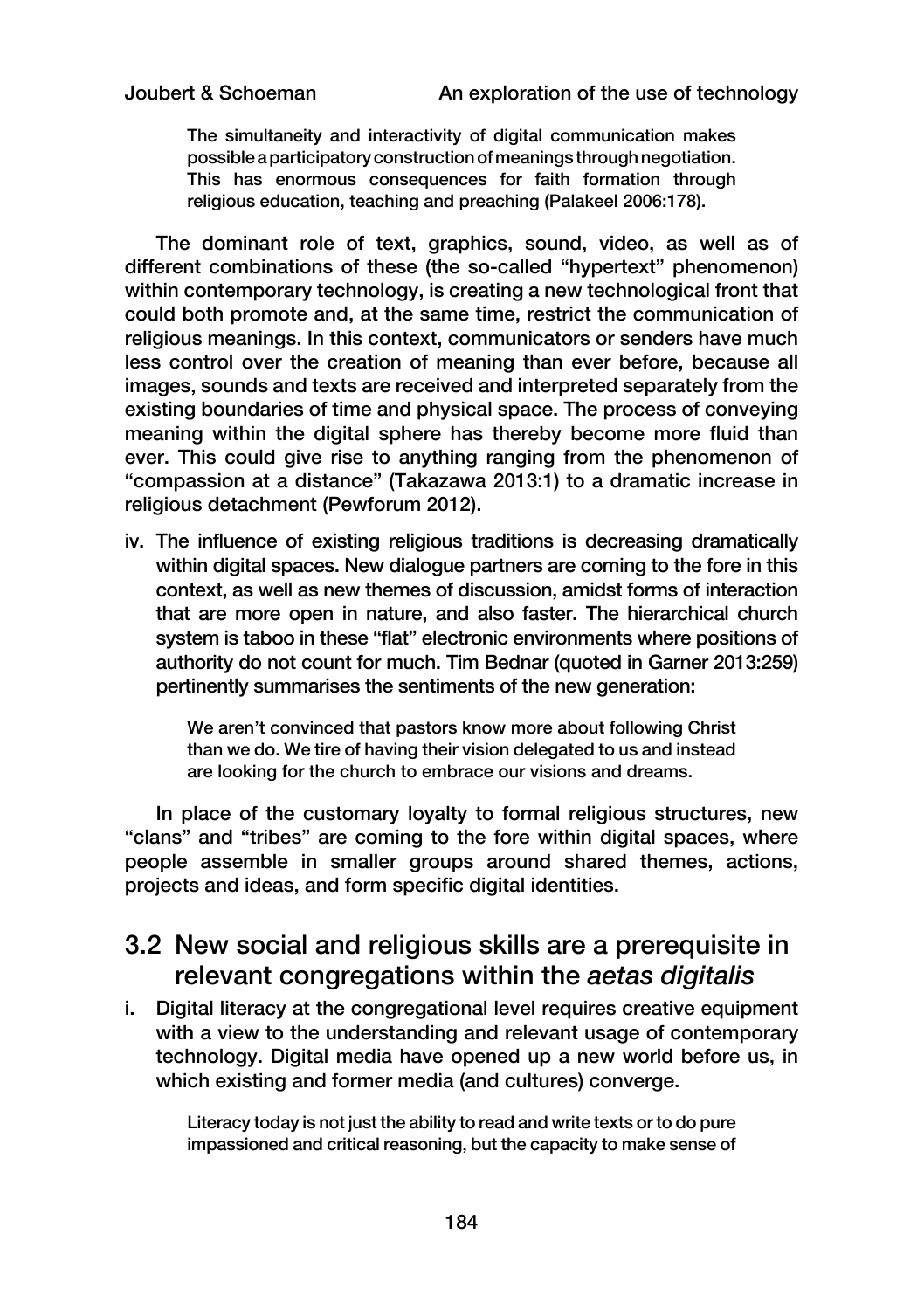> The simultaneity and interactivity of digital communication makes possible a participatory construction of meanings through negotiation. This has enormous consequences for faith formation through religious education, teaching and preaching (Palakeel 2006:178).

The dominant role of text, graphics, sound, video, as well as of different combinations of these (the so-called "hypertext" phenomenon) within contemporary technology, is creating a new technological front that could both promote and, at the same time, restrict the communication of religious meanings. In this context, communicators or senders have much less control over the creation of meaning than ever before, because all images, sounds and texts are received and interpreted separately from the existing boundaries of time and physical space. The process of conveying meaning within the digital sphere has thereby become more fluid than ever. This could give rise to anything ranging from the phenomenon of "compassion at a distance" (Takazawa 2013:1) to a dramatic increase in religious detachment (Pewforum 2012).

iv. The influence of existing religious traditions is decreasing dramatically within digital spaces. New dialogue partners are coming to the fore in this context, as well as new themes of discussion, amidst forms of interaction that are more open in nature, and also faster. The hierarchical church system is taboo in these "flat" electronic environments where positions of authority do not count for much. Tim Bednar (quoted in Garner 2013:259) pertinently summarises the sentiments of the new generation:

> We aren't convinced that pastors know more about following Christ than we do. We tire of having their vision delegated to us and instead are looking for the church to embrace our visions and dreams.

In place of the customary loyalty to formal religious structures, new "clans" and "tribes" are coming to the fore within digital spaces, where people assemble in smaller groups around shared themes, actions, projects and ideas, and form specific digital identities.

## 3.2 New social and religious skills are a prerequisite in relevant congregations within the *aetas digitalis*

i. Digital literacy at the congregational level requires creative equipment with a view to the understanding and relevant usage of contemporary technology. Digital media have opened up a new world before us, in which existing and former media (and cultures) converge.

> Literacy today is not just the ability to read and write texts or to do pure impassioned and critical reasoning, but the capacity to make sense of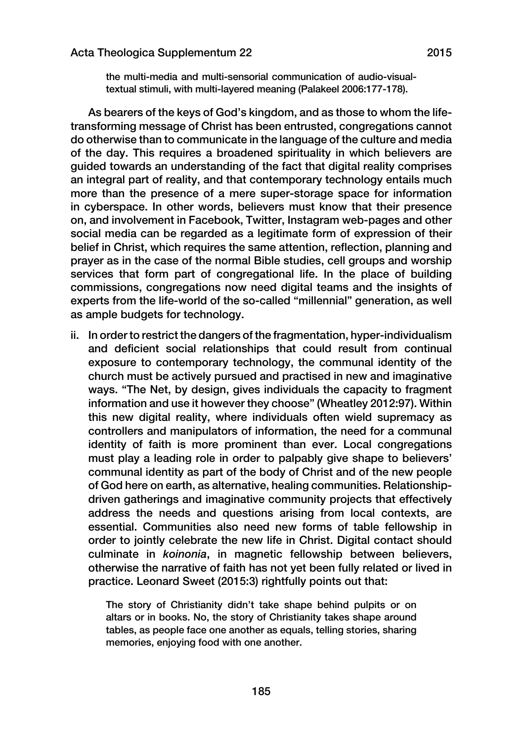> the multi-media and multi-sensorial communication of audio-visual-textual stimuli, with multi-layered meaning (Palakeel 2006:177-178).

As bearers of the keys of God's kingdom, and as those to whom the life-transforming message of Christ has been entrusted, congregations cannot do otherwise than to communicate in the language of the culture and media of the day. This requires a broadened spirituality in which believers are guided towards an understanding of the fact that digital reality comprises an integral part of reality, and that contemporary technology entails much more than the presence of a mere super-storage space for information in cyberspace. In other words, believers must know that their presence on, and involvement in Facebook, Twitter, Instagram web-pages and other social media can be regarded as a legitimate form of expression of their belief in Christ, which requires the same attention, reflection, planning and prayer as in the case of the normal Bible studies, cell groups and worship services that form part of congregational life. In the place of building commissions, congregations now need digital teams and the insights of experts from the life-world of the so-called "millennial" generation, as well as ample budgets for technology.

ii. In order to restrict the dangers of the fragmentation, hyper-individualism and deficient social relationships that could result from continual exposure to contemporary technology, the communal identity of the church must be actively pursued and practised in new and imaginative ways. "The Net, by design, gives individuals the capacity to fragment information and use it however they choose" (Wheatley 2012:97). Within this new digital reality, where individuals often wield supremacy as controllers and manipulators of information, the need for a communal identity of faith is more prominent than ever. Local congregations must play a leading role in order to palpably give shape to believers' communal identity as part of the body of Christ and of the new people of God here on earth, as alternative, healing communities. Relationship-driven gatherings and imaginative community projects that effectively address the needs and questions arising from local contexts, are essential. Communities also need new forms of table fellowship in order to jointly celebrate the new life in Christ. Digital contact should culminate in *koinonia*, in magnetic fellowship between believers, otherwise the narrative of faith has not yet been fully related or lived in practice. Leonard Sweet (2015:3) rightfully points out that:

> The story of Christianity didn't take shape behind pulpits or on altars or in books. No, the story of Christianity takes shape around tables, as people face one another as equals, telling stories, sharing memories, enjoying food with one another.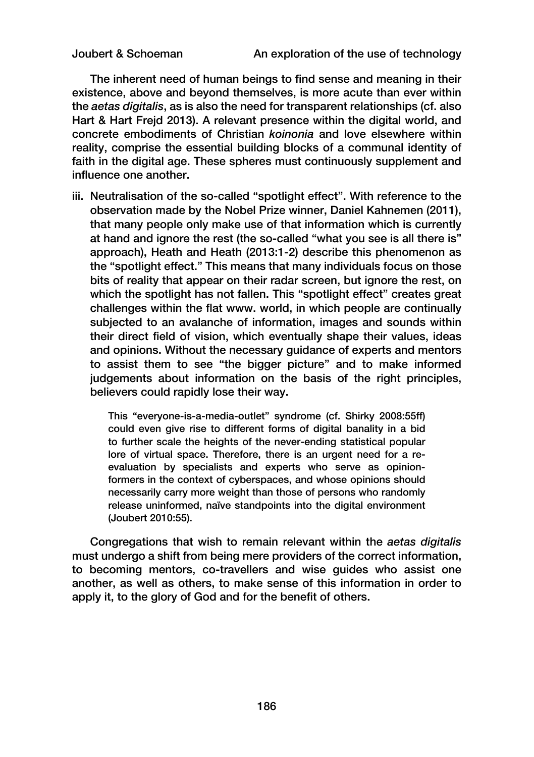The inherent need of human beings to find sense and meaning in their existence, above and beyond themselves, is more acute than ever within the *aetas digitalis*, as is also the need for transparent relationships (cf. also Hart & Hart Frejd 2013). A relevant presence within the digital world, and concrete embodiments of Christian *koinonia* and love elsewhere within reality, comprise the essential building blocks of a communal identity of faith in the digital age. These spheres must continuously supplement and influence one another.

iii. Neutralisation of the so-called "spotlight effect". With reference to the observation made by the Nobel Prize winner, Daniel Kahnemen (2011), that many people only make use of that information which is currently at hand and ignore the rest (the so-called "what you see is all there is" approach), Heath and Heath (2013:1-2) describe this phenomenon as the "spotlight effect." This means that many individuals focus on those bits of reality that appear on their radar screen, but ignore the rest, on which the spotlight has not fallen. This "spotlight effect" creates great challenges within the flat www. world, in which people are continually subjected to an avalanche of information, images and sounds within their direct field of vision, which eventually shape their values, ideas and opinions. Without the necessary guidance of experts and mentors to assist them to see "the bigger picture" and to make informed judgements about information on the basis of the right principles, believers could rapidly lose their way.

> This "everyone-is-a-media-outlet" syndrome (cf. Shirky 2008:55ff) could even give rise to different forms of digital banality in a bid to further scale the heights of the never-ending statistical popular lore of virtual space. Therefore, there is an urgent need for a re-evaluation by specialists and experts who serve as opinion-formers in the context of cyberspaces, and whose opinions should necessarily carry more weight than those of persons who randomly release uninformed, naïve standpoints into the digital environment (Joubert 2010:55).

Congregations that wish to remain relevant within the *aetas digitalis* must undergo a shift from being mere providers of the correct information, to becoming mentors, co-travellers and wise guides who assist one another, as well as others, to make sense of this information in order to apply it, to the glory of God and for the benefit of others.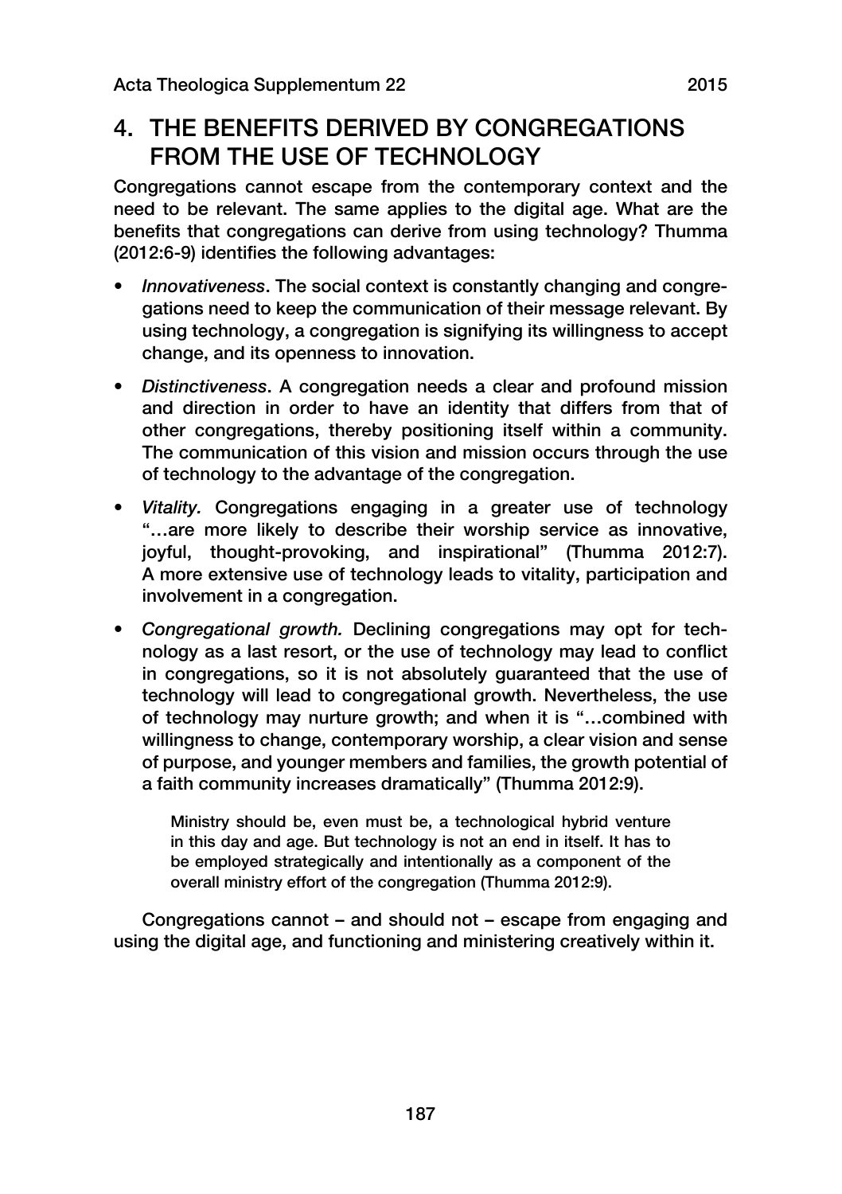## 4. THE BENEFITS DERIVED BY CONGREGATIONS FROM THE USE OF TECHNOLOGY

Congregations cannot escape from the contemporary context and the need to be relevant. The same applies to the digital age. What are the benefits that congregations can derive from using technology? Thumma (2012:6-9) identifies the following advantages:

- *Innovativeness*. The social context is constantly changing and congregations need to keep the communication of their message relevant. By using technology, a congregation is signifying its willingness to accept change, and its openness to innovation.
- *Distinctiveness*. A congregation needs a clear and profound mission and direction in order to have an identity that differs from that of other congregations, thereby positioning itself within a community. The communication of this vision and mission occurs through the use of technology to the advantage of the congregation.
- *Vitality.* Congregations engaging in a greater use of technology "…are more likely to describe their worship service as innovative, joyful, thought-provoking, and inspirational" (Thumma 2012:7). A more extensive use of technology leads to vitality, participation and involvement in a congregation.
- *Congregational growth.* Declining congregations may opt for technology as a last resort, or the use of technology may lead to conflict in congregations, so it is not absolutely guaranteed that the use of technology will lead to congregational growth. Nevertheless, the use of technology may nurture growth; and when it is "…combined with willingness to change, contemporary worship, a clear vision and sense of purpose, and younger members and families, the growth potential of a faith community increases dramatically" (Thumma 2012:9).

> Ministry should be, even must be, a technological hybrid venture in this day and age. But technology is not an end in itself. It has to be employed strategically and intentionally as a component of the overall ministry effort of the congregation (Thumma 2012:9).

Congregations cannot – and should not – escape from engaging and using the digital age, and functioning and ministering creatively within it.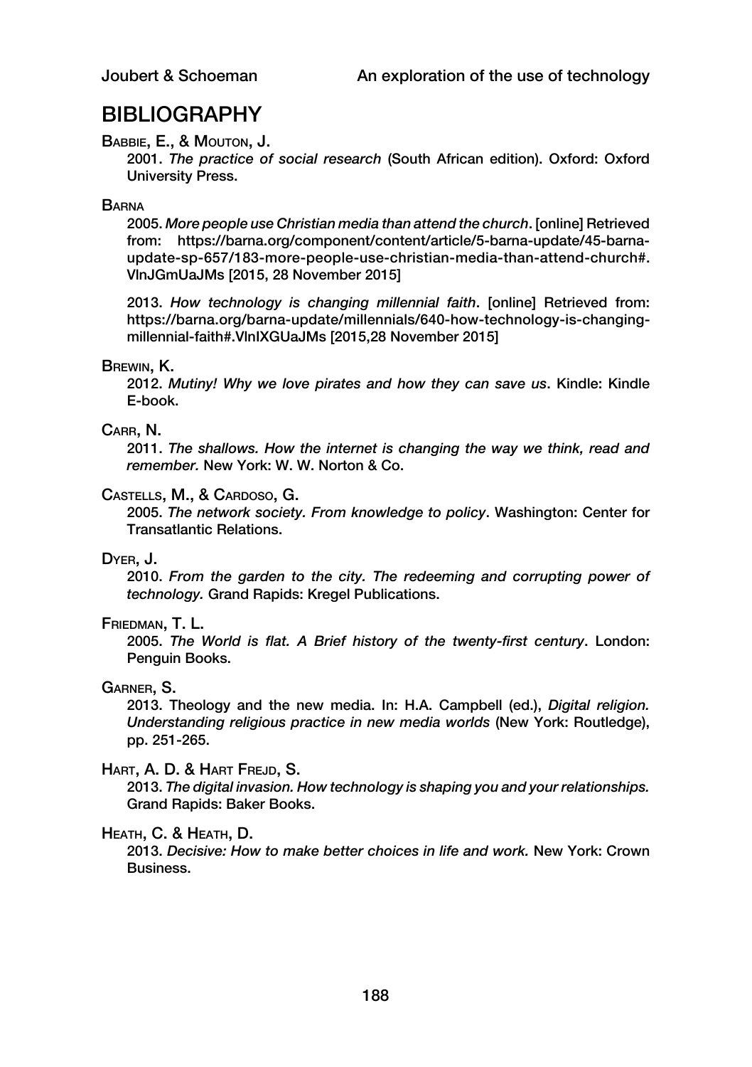## BIBLIOGRAPHY

Babbie, E., & Mouton, J.

2001. *The practice of social research* (South African edition). Oxford: Oxford University Press.

Barna

2005. *More people use Christian media than attend the church*. [online] Retrieved from: https://barna.org/component/content/article/5-barna-update/45-barna-update-sp-657/183-more-people-use-christian-media-than-attend-church#.VlnJGmUaJMs [2015, 28 November 2015]

2013. *How technology is changing millennial faith*. [online] Retrieved from: https://barna.org/barna-update/millennials/640-how-technology-is-changing-millennial-faith#.VlnIXGUaJMs [2015,28 November 2015]

Brewin, K.

2012. *Mutiny! Why we love pirates and how they can save us*. Kindle: Kindle E-book.

Carr, N.

2011. *The shallows. How the internet is changing the way we think, read and remember.* New York: W. W. Norton & Co.

Castells, M., & Cardoso, G.

2005. *The network society. From knowledge to policy*. Washington: Center for Transatlantic Relations.

Dyer, J.

2010. *From the garden to the city. The redeeming and corrupting power of technology.* Grand Rapids: Kregel Publications.

Friedman, T. L.

2005. *The World is flat. A Brief history of the twenty-first century*. London: Penguin Books.

Garner, S.

2013. Theology and the new media. In: H.A. Campbell (ed.), *Digital religion. Understanding religious practice in new media worlds* (New York: Routledge), pp. 251-265.

Hart, A. D. & Hart Frejd, S.

2013. *The digital invasion. How technology is shaping you and your relationships.* Grand Rapids: Baker Books.

Heath, C. & Heath, D.

2013. *Decisive: How to make better choices in life and work.* New York: Crown Business.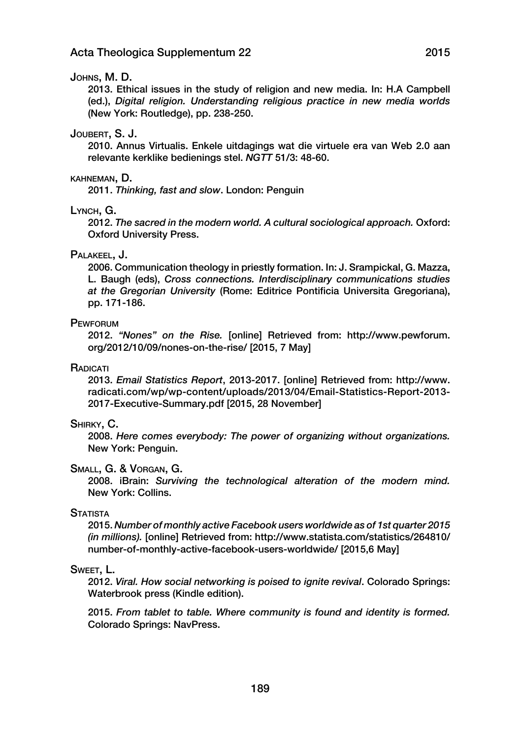Johns, M. D.

2013. Ethical issues in the study of religion and new media. In: H.A Campbell (ed.), *Digital religion. Understanding religious practice in new media worlds* (New York: Routledge), pp. 238-250.

Joubert, S. J.

2010. Annus Virtualis. Enkele uitdagings wat die virtuele era van Web 2.0 aan relevante kerklike bedienings stel. *NGTT* 51/3: 48-60.

kahneman, D.

2011. *Thinking, fast and slow*. London: Penguin

Lynch, G.

2012. *The sacred in the modern world. A cultural sociological approach.* Oxford: Oxford University Press.

Palakeel, J.

2006. Communication theology in priestly formation. In: J. Srampickal, G. Mazza, L. Baugh (eds), *Cross connections. Interdisciplinary communications studies at the Gregorian University* (Rome: Editrice Pontificia Universita Gregoriana), pp. 171-186.

Pewforum

2012. *"Nones" on the Rise.* [online] Retrieved from: http://www.pewforum.org/2012/10/09/nones-on-the-rise/ [2015, 7 May]

Radicati

2013. *Email Statistics Report*, 2013-2017. [online] Retrieved from: http://www.radicati.com/wp/wp-content/uploads/2013/04/Email-Statistics-Report-2013-2017-Executive-Summary.pdf [2015, 28 November]

Shirky, C.

2008. *Here comes everybody: The power of organizing without organizations.* New York: Penguin.

Small, G. & Vorgan, G.

2008. iBrain: *Surviving the technological alteration of the modern mind.* New York: Collins.

Statista

2015. *Number of monthly active Facebook users worldwide as of 1st quarter 2015 (in millions).* [online] Retrieved from: http://www.statista.com/statistics/264810/number-of-monthly-active-facebook-users-worldwide/ [2015,6 May]

Sweet, L.

2012. *Viral. How social networking is poised to ignite revival*. Colorado Springs: Waterbrook press (Kindle edition).

2015. *From tablet to table. Where community is found and identity is formed.* Colorado Springs: NavPress.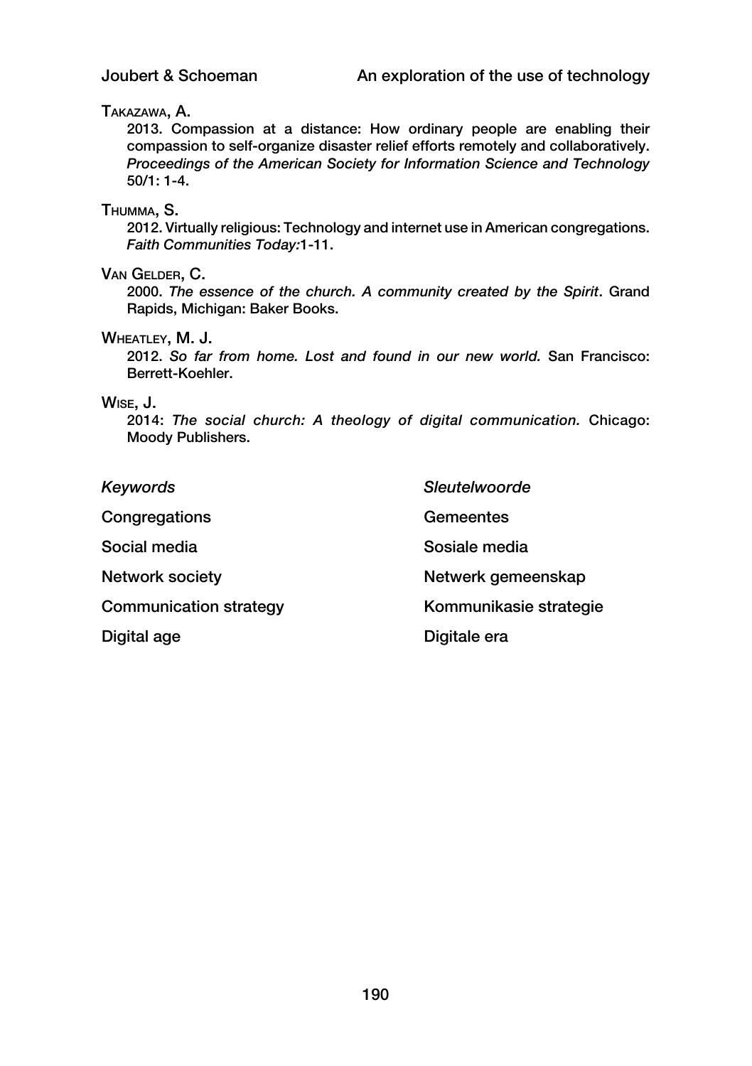Takazawa, A.

2013. Compassion at a distance: How ordinary people are enabling their compassion to self-organize disaster relief efforts remotely and collaboratively. *Proceedings of the American Society for Information Science and Technology* 50/1: 1-4.

Thumma, S.

2012. Virtually religious: Technology and internet use in American congregations. *Faith Communities Today:*1-11.

Van Gelder, C.

2000. *The essence of the church. A community created by the Spirit*. Grand Rapids, Michigan: Baker Books.

Wheatley, M. J.

2012. *So far from home. Lost and found in our new world.* San Francisco: Berrett-Koehler.

Wise, J.

2014: *The social church: A theology of digital communication.* Chicago: Moody Publishers.

| *Keywords* | *Sleutelwoorde* |
|---|---|
| Congregations | Gemeentes |
| Social media | Sosiale media |
| Network society | Netwerk gemeenskap |
| Communication strategy | Kommunikasie strategie |
| Digital age | Digitale era |